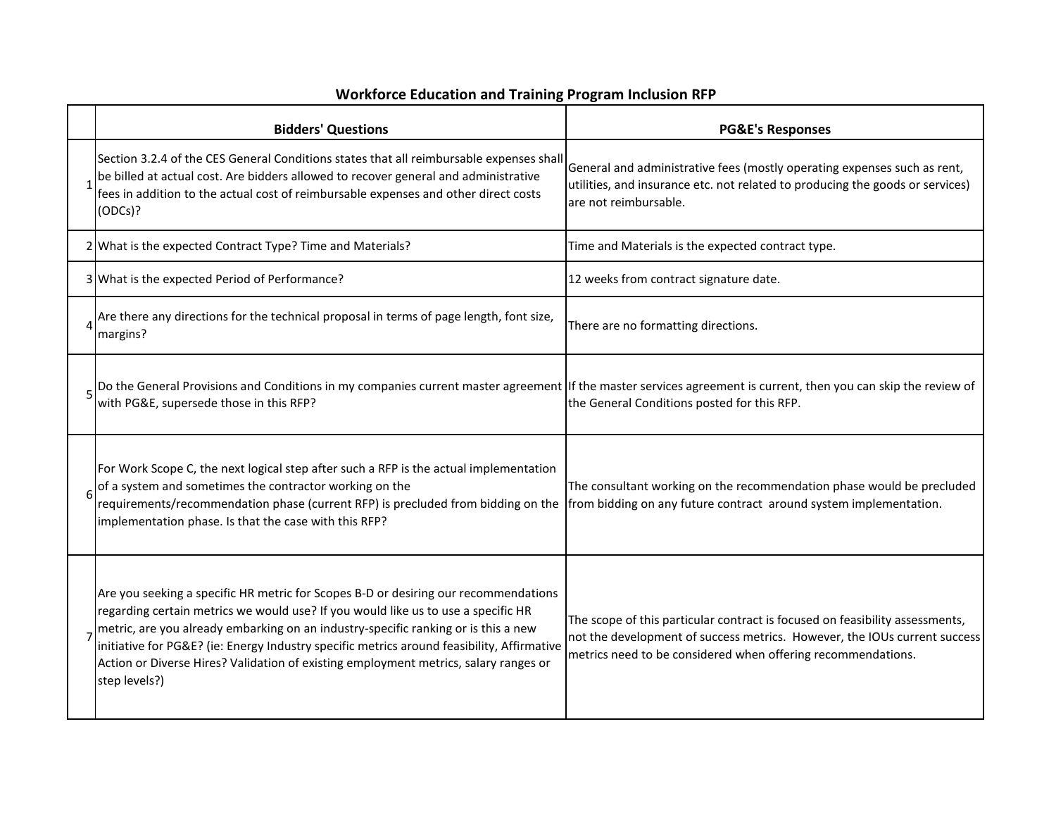## Workforce Education and Training Program Inclusion RFP

| | Bidders' Questions | PG&E's Responses |
|---|---|---|
| 1 | Section 3.2.4 of the CES General Conditions states that all reimbursable expenses shall be billed at actual cost. Are bidders allowed to recover general and administrative fees in addition to the actual cost of reimbursable expenses and other direct costs (ODCs)? | General and administrative fees (mostly operating expenses such as rent, utilities, and insurance etc. not related to producing the goods or services) are not reimbursable. |
| 2 | What is the expected Contract Type? Time and Materials? | Time and Materials is the expected contract type. |
| 3 | What is the expected Period of Performance? | 12 weeks from contract signature date. |
| 4 | Are there any directions for the technical proposal in terms of page length, font size, margins? | There are no formatting directions. |
| 5 | Do the General Provisions and Conditions in my companies current master agreement with PG&E, supersede those in this RFP? | If the master services agreement is current, then you can skip the review of the General Conditions posted for this RFP. |
| 6 | For Work Scope C, the next logical step after such a RFP is the actual implementation of a system and sometimes the contractor working on the requirements/recommendation phase (current RFP) is precluded from bidding on the implementation phase. Is that the case with this RFP? | The consultant working on the recommendation phase would be precluded from bidding on any future contract around system implementation. |
| 7 | Are you seeking a specific HR metric for Scopes B-D or desiring our recommendations regarding certain metrics we would use? If you would like us to use a specific HR metric, are you already embarking on an industry-specific ranking or is this a new initiative for PG&E? (ie: Energy Industry specific metrics around feasibility, Affirmative Action or Diverse Hires? Validation of existing employment metrics, salary ranges or step levels?) | The scope of this particular contract is focused on feasibility assessments, not the development of success metrics. However, the IOUs current success metrics need to be considered when offering recommendations. |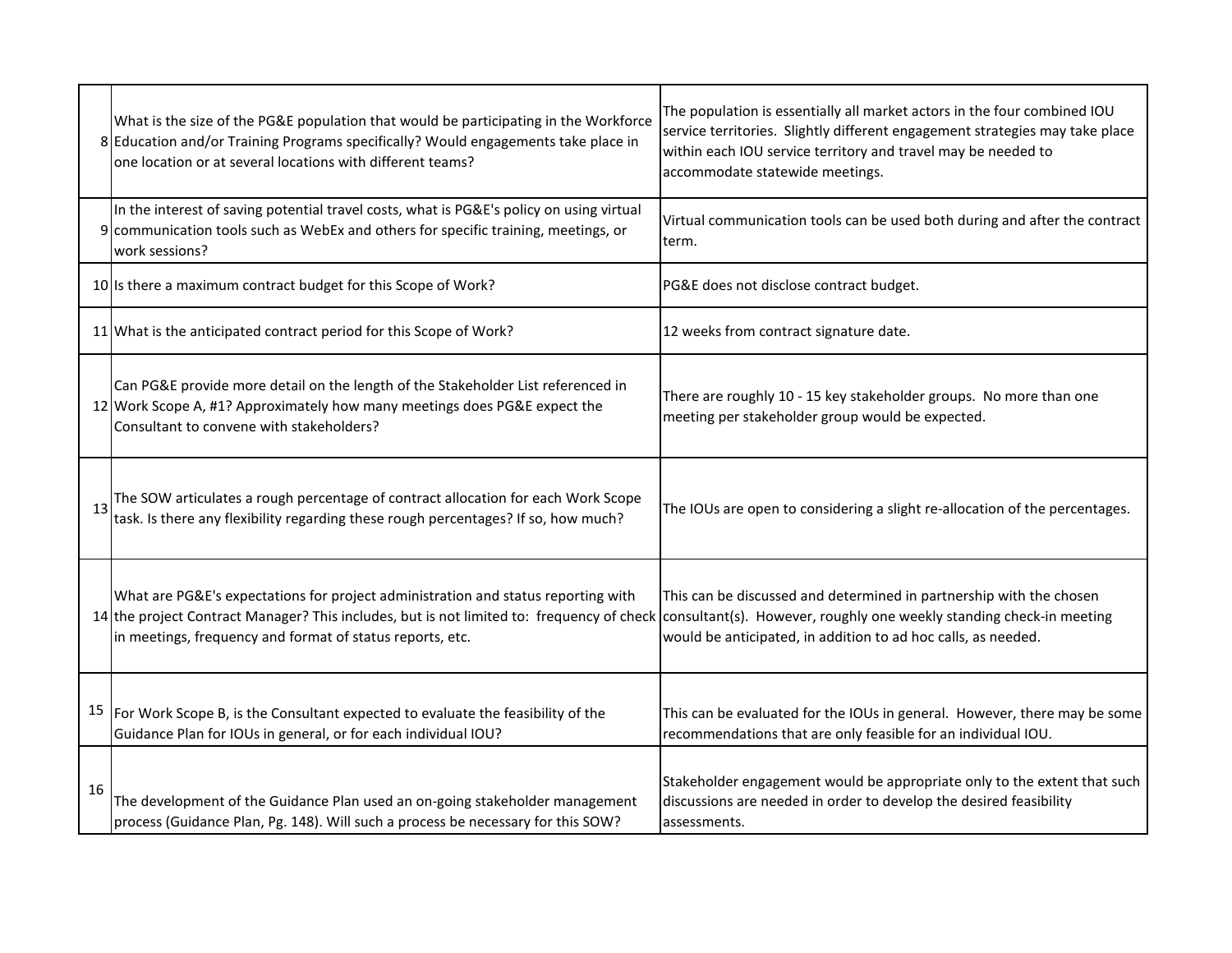| | | |
|---|---|---|
| 8 | What is the size of the PG&E population that would be participating in the Workforce Education and/or Training Programs specifically? Would engagements take place in one location or at several locations with different teams? | The population is essentially all market actors in the four combined IOU service territories. Slightly different engagement strategies may take place within each IOU service territory and travel may be needed to accommodate statewide meetings. |
| 9 | In the interest of saving potential travel costs, what is PG&E's policy on using virtual communication tools such as WebEx and others for specific training, meetings, or work sessions? | Virtual communication tools can be used both during and after the contract term. |
| 10 | Is there a maximum contract budget for this Scope of Work? | PG&E does not disclose contract budget. |
| 11 | What is the anticipated contract period for this Scope of Work? | 12 weeks from contract signature date. |
| 12 | Can PG&E provide more detail on the length of the Stakeholder List referenced in Work Scope A, #1? Approximately how many meetings does PG&E expect the Consultant to convene with stakeholders? | There are roughly 10 - 15 key stakeholder groups. No more than one meeting per stakeholder group would be expected. |
| 13 | The SOW articulates a rough percentage of contract allocation for each Work Scope task. Is there any flexibility regarding these rough percentages? If so, how much? | The IOUs are open to considering a slight re-allocation of the percentages. |
| 14 | What are PG&E's expectations for project administration and status reporting with the project Contract Manager? This includes, but is not limited to: frequency of check in meetings, frequency and format of status reports, etc. | This can be discussed and determined in partnership with the chosen consultant(s). However, roughly one weekly standing check-in meeting would be anticipated, in addition to ad hoc calls, as needed. |
| 15 | For Work Scope B, is the Consultant expected to evaluate the feasibility of the Guidance Plan for IOUs in general, or for each individual IOU? | This can be evaluated for the IOUs in general. However, there may be some recommendations that are only feasible for an individual IOU. |
| 16 | The development of the Guidance Plan used an on-going stakeholder management process (Guidance Plan, Pg. 148). Will such a process be necessary for this SOW? | Stakeholder engagement would be appropriate only to the extent that such discussions are needed in order to develop the desired feasibility assessments. |